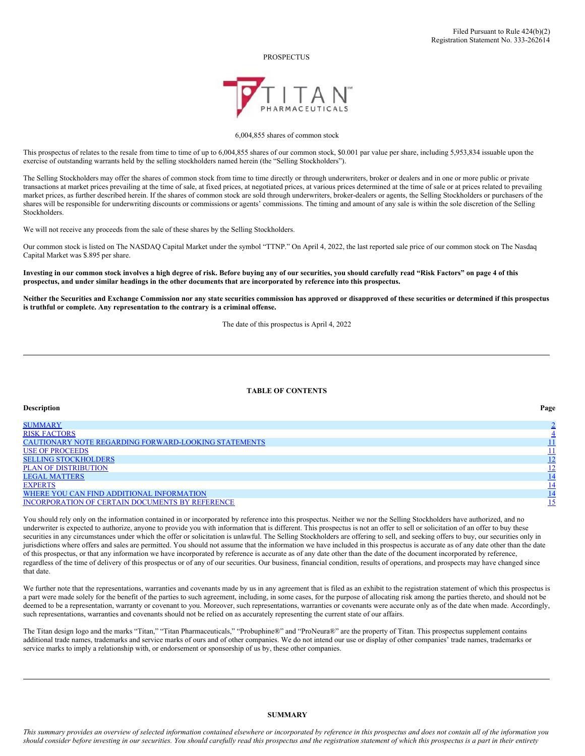Filed Pursuant to Rule 424(b)(2)
Registration Statement No. 333-262614

PROSPECTUS

TITAN PHARMACEUTICALS

6,004,855 shares of common stock

This prospectus of relates to the resale from time to time of up to 6,004,855 shares of our common stock, $0.001 par value per share, including 5,953,834 issuable upon the exercise of outstanding warrants held by the selling stockholders named herein (the "Selling Stockholders").

The Selling Stockholders may offer the shares of common stock from time to time directly or through underwriters, broker or dealers and in one or more public or private transactions at market prices prevailing at the time of sale, at fixed prices, at negotiated prices, at various prices determined at the time of sale or at prices related to prevailing market prices, as further described herein. If the shares of common stock are sold through underwriters, broker-dealers or agents, the Selling Stockholders or purchasers of the shares will be responsible for underwriting discounts or commissions or agents' commissions. The timing and amount of any sale is within the sole discretion of the Selling Stockholders.

We will not receive any proceeds from the sale of these shares by the Selling Stockholders.

Our common stock is listed on The NASDAQ Capital Market under the symbol "TTNP." On April 4, 2022, the last reported sale price of our common stock on The Nasdaq Capital Market was $.895 per share.

**Investing in our common stock involves a high degree of risk. Before buying any of our securities, you should carefully read "Risk Factors" on page 4 of this prospectus, and under similar headings in the other documents that are incorporated by reference into this prospectus.**

**Neither the Securities and Exchange Commission nor any state securities commission has approved or disapproved of these securities or determined if this prospectus is truthful or complete. Any representation to the contrary is a criminal offense.**

The date of this prospectus is April 4, 2022

## TABLE OF CONTENTS

| Description | Page |
|---|---|
| SUMMARY | 2 |
| RISK FACTORS | 4 |
| CAUTIONARY NOTE REGARDING FORWARD-LOOKING STATEMENTS | 11 |
| USE OF PROCEEDS | 11 |
| SELLING STOCKHOLDERS | 12 |
| PLAN OF DISTRIBUTION | 12 |
| LEGAL MATTERS | 14 |
| EXPERTS | 14 |
| WHERE YOU CAN FIND ADDITIONAL INFORMATION | 14 |
| INCORPORATION OF CERTAIN DOCUMENTS BY REFERENCE | 15 |

You should rely only on the information contained in or incorporated by reference into this prospectus. Neither we nor the Selling Stockholders have authorized, and no underwriter is expected to authorize, anyone to provide you with information that is different. This prospectus is not an offer to sell or solicitation of an offer to buy these securities in any circumstances under which the offer or solicitation is unlawful. The Selling Stockholders are offering to sell, and seeking offers to buy, our securities only in jurisdictions where offers and sales are permitted. You should not assume that the information we have included in this prospectus is accurate as of any date other than the date of this prospectus, or that any information we have incorporated by reference is accurate as of any date other than the date of the document incorporated by reference, regardless of the time of delivery of this prospectus or of any of our securities. Our business, financial condition, results of operations, and prospects may have changed since that date.

We further note that the representations, warranties and covenants made by us in any agreement that is filed as an exhibit to the registration statement of which this prospectus is a part were made solely for the benefit of the parties to such agreement, including, in some cases, for the purpose of allocating risk among the parties thereto, and should not be deemed to be a representation, warranty or covenant to you. Moreover, such representations, warranties or covenants were accurate only as of the date when made. Accordingly, such representations, warranties and covenants should not be relied on as accurately representing the current state of our affairs.

The Titan design logo and the marks "Titan," "Titan Pharmaceuticals," "Probuphine®" and "ProNeura®" are the property of Titan. This prospectus supplement contains additional trade names, trademarks and service marks of ours and of other companies. We do not intend our use or display of other companies' trade names, trademarks or service marks to imply a relationship with, or endorsement or sponsorship of us by, these other companies.

## SUMMARY

*This summary provides an overview of selected information contained elsewhere or incorporated by reference in this prospectus and does not contain all of the information you should consider before investing in our securities. You should carefully read this prospectus and the registration statement of which this prospectus is a part in their entirety*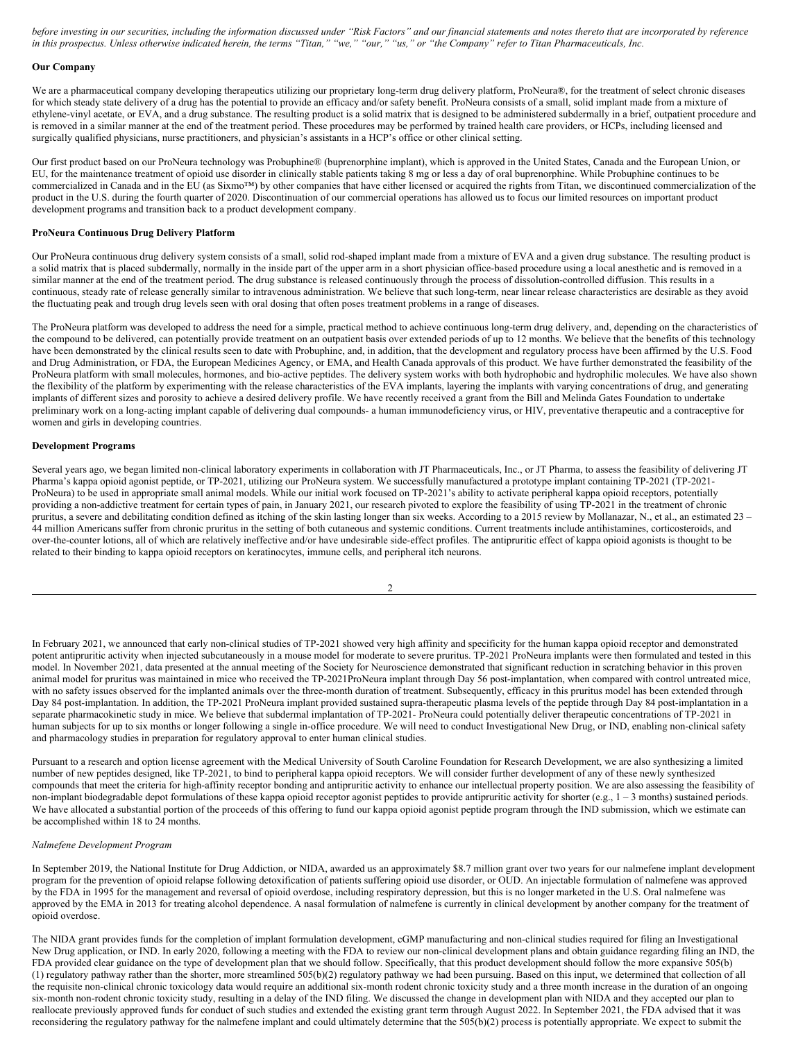*before investing in our securities, including the information discussed under "Risk Factors" and our financial statements and notes thereto that are incorporated by reference in this prospectus. Unless otherwise indicated herein, the terms "Titan," "we," "our," "us," or "the Company" refer to Titan Pharmaceuticals, Inc.*

**Our Company**

We are a pharmaceutical company developing therapeutics utilizing our proprietary long-term drug delivery platform, ProNeura®, for the treatment of select chronic diseases for which steady state delivery of a drug has the potential to provide an efficacy and/or safety benefit. ProNeura consists of a small, solid implant made from a mixture of ethylene-vinyl acetate, or EVA, and a drug substance. The resulting product is a solid matrix that is designed to be administered subdermally in a brief, outpatient procedure and is removed in a similar manner at the end of the treatment period. These procedures may be performed by trained health care providers, or HCPs, including licensed and surgically qualified physicians, nurse practitioners, and physician's assistants in a HCP's office or other clinical setting.

Our first product based on our ProNeura technology was Probuphine® (buprenorphine implant), which is approved in the United States, Canada and the European Union, or EU, for the maintenance treatment of opioid use disorder in clinically stable patients taking 8 mg or less a day of oral buprenorphine. While Probuphine continues to be commercialized in Canada and in the EU (as Sixmo™) by other companies that have either licensed or acquired the rights from Titan, we discontinued commercialization of the product in the U.S. during the fourth quarter of 2020. Discontinuation of our commercial operations has allowed us to focus our limited resources on important product development programs and transition back to a product development company.

**ProNeura Continuous Drug Delivery Platform**

Our ProNeura continuous drug delivery system consists of a small, solid rod-shaped implant made from a mixture of EVA and a given drug substance. The resulting product is a solid matrix that is placed subdermally, normally in the inside part of the upper arm in a short physician office-based procedure using a local anesthetic and is removed in a similar manner at the end of the treatment period. The drug substance is released continuously through the process of dissolution-controlled diffusion. This results in a continuous, steady rate of release generally similar to intravenous administration. We believe that such long-term, near linear release characteristics are desirable as they avoid the fluctuating peak and trough drug levels seen with oral dosing that often poses treatment problems in a range of diseases.

The ProNeura platform was developed to address the need for a simple, practical method to achieve continuous long-term drug delivery, and, depending on the characteristics of the compound to be delivered, can potentially provide treatment on an outpatient basis over extended periods of up to 12 months. We believe that the benefits of this technology have been demonstrated by the clinical results seen to date with Probuphine, and, in addition, that the development and regulatory process have been affirmed by the U.S. Food and Drug Administration, or FDA, the European Medicines Agency, or EMA, and Health Canada approvals of this product. We have further demonstrated the feasibility of the ProNeura platform with small molecules, hormones, and bio-active peptides. The delivery system works with both hydrophobic and hydrophilic molecules. We have also shown the flexibility of the platform by experimenting with the release characteristics of the EVA implants, layering the implants with varying concentrations of drug, and generating implants of different sizes and porosity to achieve a desired delivery profile. We have recently received a grant from the Bill and Melinda Gates Foundation to undertake preliminary work on a long-acting implant capable of delivering dual compounds- a human immunodeficiency virus, or HIV, preventative therapeutic and a contraceptive for women and girls in developing countries.

**Development Programs**

Several years ago, we began limited non-clinical laboratory experiments in collaboration with JT Pharmaceuticals, Inc., or JT Pharma, to assess the feasibility of delivering JT Pharma's kappa opioid agonist peptide, or TP-2021, utilizing our ProNeura system. We successfully manufactured a prototype implant containing TP-2021 (TP-2021-ProNeura) to be used in appropriate small animal models. While our initial work focused on TP-2021's ability to activate peripheral kappa opioid receptors, potentially providing a non-addictive treatment for certain types of pain, in January 2021, our research pivoted to explore the feasibility of using TP-2021 in the treatment of chronic pruritus, a severe and debilitating condition defined as itching of the skin lasting longer than six weeks. According to a 2015 review by Mollanazar, N., et al., an estimated 23 – 44 million Americans suffer from chronic pruritus in the setting of both cutaneous and systemic conditions. Current treatments include antihistamines, corticosteroids, and over-the-counter lotions, all of which are relatively ineffective and/or have undesirable side-effect profiles. The antipruritic effect of kappa opioid agonists is thought to be related to their binding to kappa opioid receptors on keratinocytes, immune cells, and peripheral itch neurons.

In February 2021, we announced that early non-clinical studies of TP-2021 showed very high affinity and specificity for the human kappa opioid receptor and demonstrated potent antipruritic activity when injected subcutaneously in a mouse model for moderate to severe pruritus. TP-2021 ProNeura implants were then formulated and tested in this model. In November 2021, data presented at the annual meeting of the Society for Neuroscience demonstrated that significant reduction in scratching behavior in this proven animal model for pruritus was maintained in mice who received the TP-2021ProNeura implant through Day 56 post-implantation, when compared with control untreated mice, with no safety issues observed for the implanted animals over the three-month duration of treatment. Subsequently, efficacy in this pruritus model has been extended through Day 84 post-implantation. In addition, the TP-2021 ProNeura implant provided sustained supra-therapeutic plasma levels of the peptide through Day 84 post-implantation in a separate pharmacokinetic study in mice. We believe that subdermal implantation of TP-2021- ProNeura could potentially deliver therapeutic concentrations of TP-2021 in human subjects for up to six months or longer following a single in-office procedure. We will need to conduct Investigational New Drug, or IND, enabling non-clinical safety and pharmacology studies in preparation for regulatory approval to enter human clinical studies.

Pursuant to a research and option license agreement with the Medical University of South Caroline Foundation for Research Development, we are also synthesizing a limited number of new peptides designed, like TP-2021, to bind to peripheral kappa opioid receptors. We will consider further development of any of these newly synthesized compounds that meet the criteria for high-affinity receptor bonding and antipruritic activity to enhance our intellectual property position. We are also assessing the feasibility of non-implant biodegradable depot formulations of these kappa opioid receptor agonist peptides to provide antipruritic activity for shorter (e.g., 1 – 3 months) sustained periods. We have allocated a substantial portion of the proceeds of this offering to fund our kappa opioid agonist peptide program through the IND submission, which we estimate can be accomplished within 18 to 24 months.

*Nalmefene Development Program*

In September 2019, the National Institute for Drug Addiction, or NIDA, awarded us an approximately $8.7 million grant over two years for our nalmefene implant development program for the prevention of opioid relapse following detoxification of patients suffering opioid use disorder, or OUD. An injectable formulation of nalmefene was approved by the FDA in 1995 for the management and reversal of opioid overdose, including respiratory depression, but this is no longer marketed in the U.S. Oral nalmefene was approved by the EMA in 2013 for treating alcohol dependence. A nasal formulation of nalmefene is currently in clinical development by another company for the treatment of opioid overdose.

The NIDA grant provides funds for the completion of implant formulation development, cGMP manufacturing and non-clinical studies required for filing an Investigational New Drug application, or IND. In early 2020, following a meeting with the FDA to review our non-clinical development plans and obtain guidance regarding filing an IND, the FDA provided clear guidance on the type of development plan that we should follow. Specifically, that this product development should follow the more expansive 505(b)(1) regulatory pathway rather than the shorter, more streamlined 505(b)(2) regulatory pathway we had been pursuing. Based on this input, we determined that collection of all the requisite non-clinical chronic toxicology data would require an additional six-month rodent chronic toxicity study and a three month increase in the duration of an ongoing six-month non-rodent chronic toxicity study, resulting in a delay of the IND filing. We discussed the change in development plan with NIDA and they accepted our plan to reallocate previously approved funds for conduct of such studies and extended the existing grant term through August 2022. In September 2021, the FDA advised that it was reconsidering the regulatory pathway for the nalmefene implant and could ultimately determine that the 505(b)(2) process is potentially appropriate. We expect to submit the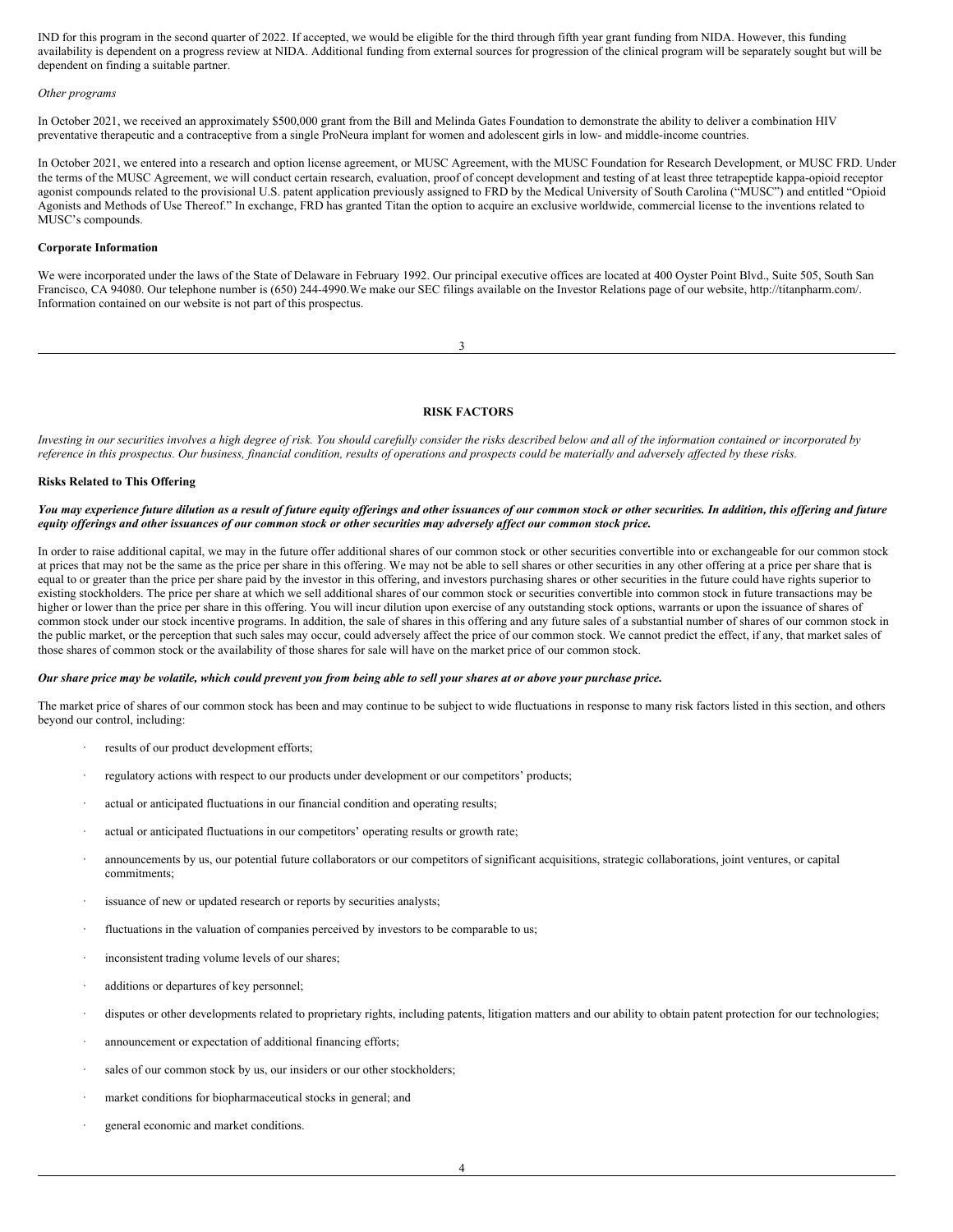IND for this program in the second quarter of 2022. If accepted, we would be eligible for the third through fifth year grant funding from NIDA. However, this funding availability is dependent on a progress review at NIDA. Additional funding from external sources for progression of the clinical program will be separately sought but will be dependent on finding a suitable partner.

*Other programs*

In October 2021, we received an approximately $500,000 grant from the Bill and Melinda Gates Foundation to demonstrate the ability to deliver a combination HIV preventative therapeutic and a contraceptive from a single ProNeura implant for women and adolescent girls in low- and middle-income countries.

In October 2021, we entered into a research and option license agreement, or MUSC Agreement, with the MUSC Foundation for Research Development, or MUSC FRD. Under the terms of the MUSC Agreement, we will conduct certain research, evaluation, proof of concept development and testing of at least three tetrapeptide kappa-opioid receptor agonist compounds related to the provisional U.S. patent application previously assigned to FRD by the Medical University of South Carolina ("MUSC") and entitled "Opioid Agonists and Methods of Use Thereof." In exchange, FRD has granted Titan the option to acquire an exclusive worldwide, commercial license to the inventions related to MUSC's compounds.

**Corporate Information**

We were incorporated under the laws of the State of Delaware in February 1992. Our principal executive offices are located at 400 Oyster Point Blvd., Suite 505, South San Francisco, CA 94080. Our telephone number is (650) 244-4990.We make our SEC filings available on the Investor Relations page of our website, http://titanpharm.com/. Information contained on our website is not part of this prospectus.

## RISK FACTORS

*Investing in our securities involves a high degree of risk. You should carefully consider the risks described below and all of the information contained or incorporated by reference in this prospectus. Our business, financial condition, results of operations and prospects could be materially and adversely affected by these risks.*

### Risks Related to This Offering

***You may experience future dilution as a result of future equity offerings and other issuances of our common stock or other securities. In addition, this offering and future equity offerings and other issuances of our common stock or other securities may adversely affect our common stock price.***

In order to raise additional capital, we may in the future offer additional shares of our common stock or other securities convertible into or exchangeable for our common stock at prices that may not be the same as the price per share in this offering. We may not be able to sell shares or other securities in any other offering at a price per share that is equal to or greater than the price per share paid by the investor in this offering, and investors purchasing shares or other securities in the future could have rights superior to existing stockholders. The price per share at which we sell additional shares of our common stock or securities convertible into common stock in future transactions may be higher or lower than the price per share in this offering. You will incur dilution upon exercise of any outstanding stock options, warrants or upon the issuance of shares of common stock under our stock incentive programs. In addition, the sale of shares in this offering and any future sales of a substantial number of shares of our common stock in the public market, or the perception that such sales may occur, could adversely affect the price of our common stock. We cannot predict the effect, if any, that market sales of those shares of common stock or the availability of those shares for sale will have on the market price of our common stock.

***Our share price may be volatile, which could prevent you from being able to sell your shares at or above your purchase price.***

The market price of shares of our common stock has been and may continue to be subject to wide fluctuations in response to many risk factors listed in this section, and others beyond our control, including:

- results of our product development efforts;
- regulatory actions with respect to our products under development or our competitors' products;
- actual or anticipated fluctuations in our financial condition and operating results;
- actual or anticipated fluctuations in our competitors' operating results or growth rate;
- announcements by us, our potential future collaborators or our competitors of significant acquisitions, strategic collaborations, joint ventures, or capital commitments;
- issuance of new or updated research or reports by securities analysts;
- fluctuations in the valuation of companies perceived by investors to be comparable to us;
- inconsistent trading volume levels of our shares;
- additions or departures of key personnel;
- disputes or other developments related to proprietary rights, including patents, litigation matters and our ability to obtain patent protection for our technologies;
- announcement or expectation of additional financing efforts;
- sales of our common stock by us, our insiders or our other stockholders;
- market conditions for biopharmaceutical stocks in general; and
- general economic and market conditions.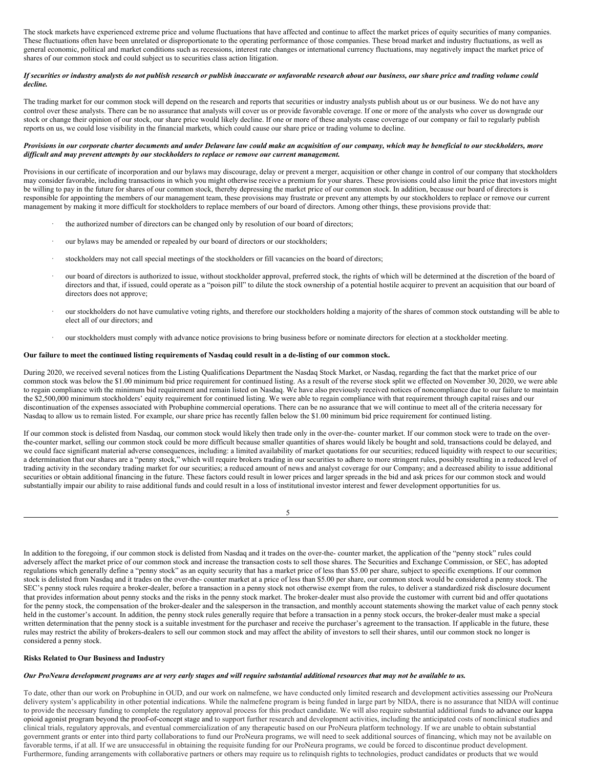The stock markets have experienced extreme price and volume fluctuations that have affected and continue to affect the market prices of equity securities of many companies. These fluctuations often have been unrelated or disproportionate to the operating performance of those companies. These broad market and industry fluctuations, as well as general economic, political and market conditions such as recessions, interest rate changes or international currency fluctuations, may negatively impact the market price of shares of our common stock and could subject us to securities class action litigation.

***If securities or industry analysts do not publish research or publish inaccurate or unfavorable research about our business, our share price and trading volume could decline.***

The trading market for our common stock will depend on the research and reports that securities or industry analysts publish about us or our business. We do not have any control over these analysts. There can be no assurance that analysts will cover us or provide favorable coverage. If one or more of the analysts who cover us downgrade our stock or change their opinion of our stock, our share price would likely decline. If one or more of these analysts cease coverage of our company or fail to regularly publish reports on us, we could lose visibility in the financial markets, which could cause our share price or trading volume to decline.

***Provisions in our corporate charter documents and under Delaware law could make an acquisition of our company, which may be beneficial to our stockholders, more difficult and may prevent attempts by our stockholders to replace or remove our current management.***

Provisions in our certificate of incorporation and our bylaws may discourage, delay or prevent a merger, acquisition or other change in control of our company that stockholders may consider favorable, including transactions in which you might otherwise receive a premium for your shares. These provisions could also limit the price that investors might be willing to pay in the future for shares of our common stock, thereby depressing the market price of our common stock. In addition, because our board of directors is responsible for appointing the members of our management team, these provisions may frustrate or prevent any attempts by our stockholders to replace or remove our current management by making it more difficult for stockholders to replace members of our board of directors. Among other things, these provisions provide that:

- the authorized number of directors can be changed only by resolution of our board of directors;
- our bylaws may be amended or repealed by our board of directors or our stockholders;
- stockholders may not call special meetings of the stockholders or fill vacancies on the board of directors;
- our board of directors is authorized to issue, without stockholder approval, preferred stock, the rights of which will be determined at the discretion of the board of directors and that, if issued, could operate as a "poison pill" to dilute the stock ownership of a potential hostile acquirer to prevent an acquisition that our board of directors does not approve;
- our stockholders do not have cumulative voting rights, and therefore our stockholders holding a majority of the shares of common stock outstanding will be able to elect all of our directors; and
- our stockholders must comply with advance notice provisions to bring business before or nominate directors for election at a stockholder meeting.

**Our failure to meet the continued listing requirements of Nasdaq could result in a de-listing of our common stock.**

During 2020, we received several notices from the Listing Qualifications Department the Nasdaq Stock Market, or Nasdaq, regarding the fact that the market price of our common stock was below the $1.00 minimum bid price requirement for continued listing. As a result of the reverse stock split we effected on November 30, 2020, we were able to regain compliance with the minimum bid requirement and remain listed on Nasdaq. We have also previously received notices of noncompliance due to our failure to maintain the $2,500,000 minimum stockholders' equity requirement for continued listing. We were able to regain compliance with that requirement through capital raises and our discontinuation of the expenses associated with Probuphine commercial operations. There can be no assurance that we will continue to meet all of the criteria necessary for Nasdaq to allow us to remain listed. For example, our share price has recently fallen below the $1.00 minimum bid price requirement for continued listing.

If our common stock is delisted from Nasdaq, our common stock would likely then trade only in the over-the- counter market. If our common stock were to trade on the over-the-counter market, selling our common stock could be more difficult because smaller quantities of shares would likely be bought and sold, transactions could be delayed, and we could face significant material adverse consequences, including: a limited availability of market quotations for our securities; reduced liquidity with respect to our securities; a determination that our shares are a "penny stock," which will require brokers trading in our securities to adhere to more stringent rules, possibly resulting in a reduced level of trading activity in the secondary trading market for our securities; a reduced amount of news and analyst coverage for our Company; and a decreased ability to issue additional securities or obtain additional financing in the future. These factors could result in lower prices and larger spreads in the bid and ask prices for our common stock and would substantially impair our ability to raise additional funds and could result in a loss of institutional investor interest and fewer development opportunities for us.

In addition to the foregoing, if our common stock is delisted from Nasdaq and it trades on the over-the- counter market, the application of the "penny stock" rules could adversely affect the market price of our common stock and increase the transaction costs to sell those shares. The Securities and Exchange Commission, or SEC, has adopted regulations which generally define a "penny stock" as an equity security that has a market price of less than $5.00 per share, subject to specific exemptions. If our common stock is delisted from Nasdaq and it trades on the over-the- counter market at a price of less than $5.00 per share, our common stock would be considered a penny stock. The SEC's penny stock rules require a broker-dealer, before a transaction in a penny stock not otherwise exempt from the rules, to deliver a standardized risk disclosure document that provides information about penny stocks and the risks in the penny stock market. The broker-dealer must also provide the customer with current bid and offer quotations for the penny stock, the compensation of the broker-dealer and the salesperson in the transaction, and monthly account statements showing the market value of each penny stock held in the customer's account. In addition, the penny stock rules generally require that before a transaction in a penny stock occurs, the broker-dealer must make a special written determination that the penny stock is a suitable investment for the purchaser and receive the purchaser's agreement to the transaction. If applicable in the future, these rules may restrict the ability of brokers-dealers to sell our common stock and may affect the ability of investors to sell their shares, until our common stock no longer is considered a penny stock.

**Risks Related to Our Business and Industry**

***Our ProNeura development programs are at very early stages and will require substantial additional resources that may not be available to us.***

To date, other than our work on Probuphine in OUD, and our work on nalmefene, we have conducted only limited research and development activities assessing our ProNeura delivery system's applicability in other potential indications. While the nalmefene program is being funded in large part by NIDA, there is no assurance that NIDA will continue to provide the necessary funding to complete the regulatory approval process for this product candidate. We will also require substantial additional funds to advance our kappa opioid agonist program beyond the proof-of-concept stage and to support further research and development activities, including the anticipated costs of nonclinical studies and clinical trials, regulatory approvals, and eventual commercialization of any therapeutic based on our ProNeura platform technology. If we are unable to obtain substantial government grants or enter into third party collaborations to fund our ProNeura programs, we will need to seek additional sources of financing, which may not be available on favorable terms, if at all. If we are unsuccessful in obtaining the requisite funding for our ProNeura programs, we could be forced to discontinue product development. Furthermore, funding arrangements with collaborative partners or others may require us to relinquish rights to technologies, product candidates or products that we would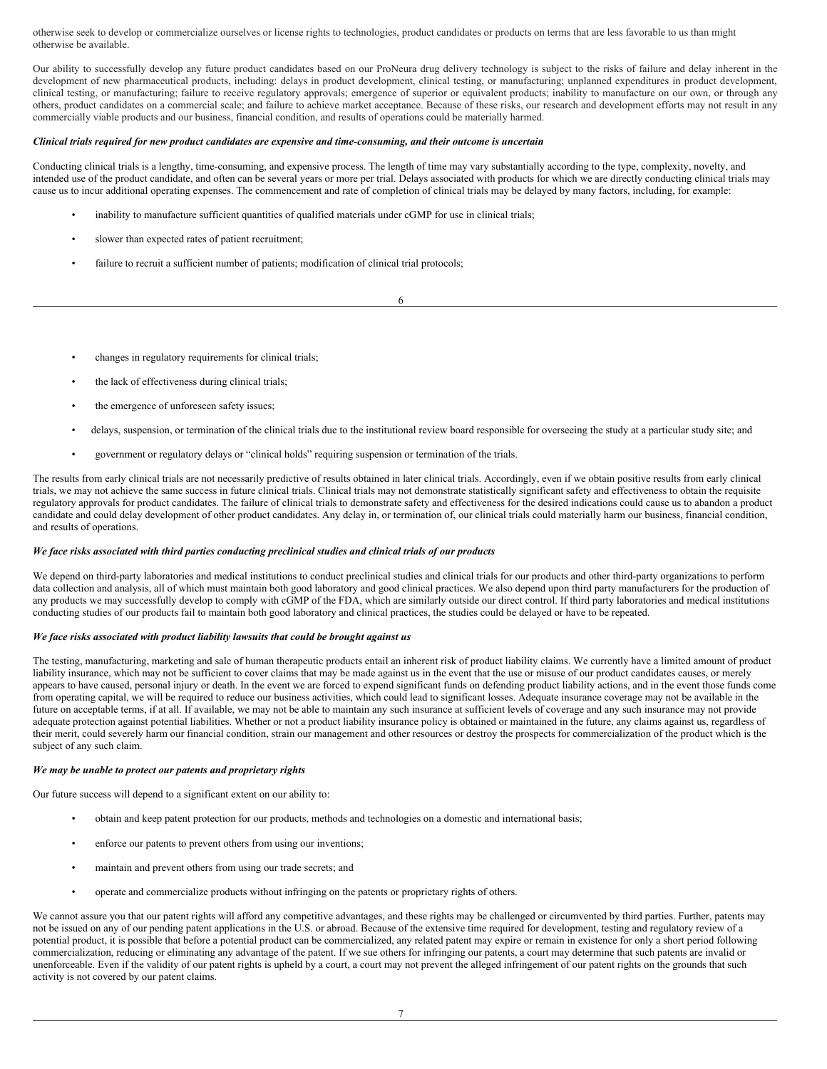otherwise seek to develop or commercialize ourselves or license rights to technologies, product candidates or products on terms that are less favorable to us than might otherwise be available.

Our ability to successfully develop any future product candidates based on our ProNeura drug delivery technology is subject to the risks of failure and delay inherent in the development of new pharmaceutical products, including: delays in product development, clinical testing, or manufacturing; unplanned expenditures in product development, clinical testing, or manufacturing; failure to receive regulatory approvals; emergence of superior or equivalent products; inability to manufacture on our own, or through any others, product candidates on a commercial scale; and failure to achieve market acceptance. Because of these risks, our research and development efforts may not result in any commercially viable products and our business, financial condition, and results of operations could be materially harmed.

***Clinical trials required for new product candidates are expensive and time-consuming, and their outcome is uncertain***

Conducting clinical trials is a lengthy, time-consuming, and expensive process. The length of time may vary substantially according to the type, complexity, novelty, and intended use of the product candidate, and often can be several years or more per trial. Delays associated with products for which we are directly conducting clinical trials may cause us to incur additional operating expenses. The commencement and rate of completion of clinical trials may be delayed by many factors, including, for example:

- inability to manufacture sufficient quantities of qualified materials under cGMP for use in clinical trials;
- slower than expected rates of patient recruitment;
- failure to recruit a sufficient number of patients; modification of clinical trial protocols;
- changes in regulatory requirements for clinical trials;
- the lack of effectiveness during clinical trials;
- the emergence of unforeseen safety issues;
- delays, suspension, or termination of the clinical trials due to the institutional review board responsible for overseeing the study at a particular study site; and
- government or regulatory delays or “clinical holds” requiring suspension or termination of the trials.

The results from early clinical trials are not necessarily predictive of results obtained in later clinical trials. Accordingly, even if we obtain positive results from early clinical trials, we may not achieve the same success in future clinical trials. Clinical trials may not demonstrate statistically significant safety and effectiveness to obtain the requisite regulatory approvals for product candidates. The failure of clinical trials to demonstrate safety and effectiveness for the desired indications could cause us to abandon a product candidate and could delay development of other product candidates. Any delay in, or termination of, our clinical trials could materially harm our business, financial condition, and results of operations.

***We face risks associated with third parties conducting preclinical studies and clinical trials of our products***

We depend on third-party laboratories and medical institutions to conduct preclinical studies and clinical trials for our products and other third-party organizations to perform data collection and analysis, all of which must maintain both good laboratory and good clinical practices. We also depend upon third party manufacturers for the production of any products we may successfully develop to comply with cGMP of the FDA, which are similarly outside our direct control. If third party laboratories and medical institutions conducting studies of our products fail to maintain both good laboratory and clinical practices, the studies could be delayed or have to be repeated.

***We face risks associated with product liability lawsuits that could be brought against us***

The testing, manufacturing, marketing and sale of human therapeutic products entail an inherent risk of product liability claims. We currently have a limited amount of product liability insurance, which may not be sufficient to cover claims that may be made against us in the event that the use or misuse of our product candidates causes, or merely appears to have caused, personal injury or death. In the event we are forced to expend significant funds on defending product liability actions, and in the event those funds come from operating capital, we will be required to reduce our business activities, which could lead to significant losses. Adequate insurance coverage may not be available in the future on acceptable terms, if at all. If available, we may not be able to maintain any such insurance at sufficient levels of coverage and any such insurance may not provide adequate protection against potential liabilities. Whether or not a product liability insurance policy is obtained or maintained in the future, any claims against us, regardless of their merit, could severely harm our financial condition, strain our management and other resources or destroy the prospects for commercialization of the product which is the subject of any such claim.

***We may be unable to protect our patents and proprietary rights***

Our future success will depend to a significant extent on our ability to:

- obtain and keep patent protection for our products, methods and technologies on a domestic and international basis;
- enforce our patents to prevent others from using our inventions;
- maintain and prevent others from using our trade secrets; and
- operate and commercialize products without infringing on the patents or proprietary rights of others.

We cannot assure you that our patent rights will afford any competitive advantages, and these rights may be challenged or circumvented by third parties. Further, patents may not be issued on any of our pending patent applications in the U.S. or abroad. Because of the extensive time required for development, testing and regulatory review of a potential product, it is possible that before a potential product can be commercialized, any related patent may expire or remain in existence for only a short period following commercialization, reducing or eliminating any advantage of the patent. If we sue others for infringing our patents, a court may determine that such patents are invalid or unenforceable. Even if the validity of our patent rights is upheld by a court, a court may not prevent the alleged infringement of our patent rights on the grounds that such activity is not covered by our patent claims.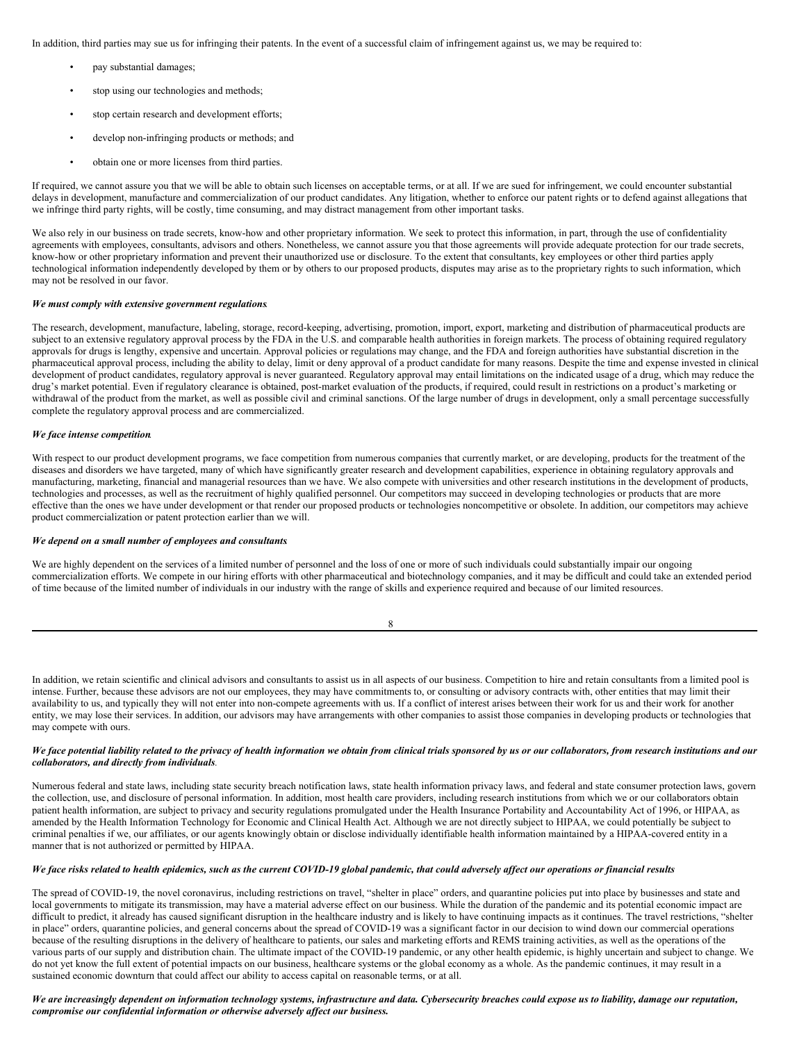In addition, third parties may sue us for infringing their patents. In the event of a successful claim of infringement against us, we may be required to:

- pay substantial damages;
- stop using our technologies and methods;
- stop certain research and development efforts;
- develop non-infringing products or methods; and
- obtain one or more licenses from third parties.

If required, we cannot assure you that we will be able to obtain such licenses on acceptable terms, or at all. If we are sued for infringement, we could encounter substantial delays in development, manufacture and commercialization of our product candidates. Any litigation, whether to enforce our patent rights or to defend against allegations that we infringe third party rights, will be costly, time consuming, and may distract management from other important tasks.

We also rely in our business on trade secrets, know-how and other proprietary information. We seek to protect this information, in part, through the use of confidentiality agreements with employees, consultants, advisors and others. Nonetheless, we cannot assure you that those agreements will provide adequate protection for our trade secrets, know-how or other proprietary information and prevent their unauthorized use or disclosure. To the extent that consultants, key employees or other third parties apply technological information independently developed by them or by others to our proposed products, disputes may arise as to the proprietary rights to such information, which may not be resolved in our favor.

***We must comply with extensive government regulations*.**

The research, development, manufacture, labeling, storage, record-keeping, advertising, promotion, import, export, marketing and distribution of pharmaceutical products are subject to an extensive regulatory approval process by the FDA in the U.S. and comparable health authorities in foreign markets. The process of obtaining required regulatory approvals for drugs is lengthy, expensive and uncertain. Approval policies or regulations may change, and the FDA and foreign authorities have substantial discretion in the pharmaceutical approval process, including the ability to delay, limit or deny approval of a product candidate for many reasons. Despite the time and expense invested in clinical development of product candidates, regulatory approval is never guaranteed. Regulatory approval may entail limitations on the indicated usage of a drug, which may reduce the drug's market potential. Even if regulatory clearance is obtained, post-market evaluation of the products, if required, could result in restrictions on a product's marketing or withdrawal of the product from the market, as well as possible civil and criminal sanctions. Of the large number of drugs in development, only a small percentage successfully complete the regulatory approval process and are commercialized.

***We face intense competition*.**

With respect to our product development programs, we face competition from numerous companies that currently market, or are developing, products for the treatment of the diseases and disorders we have targeted, many of which have significantly greater research and development capabilities, experience in obtaining regulatory approvals and manufacturing, marketing, financial and managerial resources than we have. We also compete with universities and other research institutions in the development of products, technologies and processes, as well as the recruitment of highly qualified personnel. Our competitors may succeed in developing technologies or products that are more effective than the ones we have under development or that render our proposed products or technologies noncompetitive or obsolete. In addition, our competitors may achieve product commercialization or patent protection earlier than we will.

***We depend on a small number of employees and consultants*.**

We are highly dependent on the services of a limited number of personnel and the loss of one or more of such individuals could substantially impair our ongoing commercialization efforts. We compete in our hiring efforts with other pharmaceutical and biotechnology companies, and it may be difficult and could take an extended period of time because of the limited number of individuals in our industry with the range of skills and experience required and because of our limited resources.

In addition, we retain scientific and clinical advisors and consultants to assist us in all aspects of our business. Competition to hire and retain consultants from a limited pool is intense. Further, because these advisors are not our employees, they may have commitments to, or consulting or advisory contracts with, other entities that may limit their availability to us, and typically they will not enter into non-compete agreements with us. If a conflict of interest arises between their work for us and their work for another entity, we may lose their services. In addition, our advisors may have arrangements with other companies to assist those companies in developing products or technologies that may compete with ours.

***We face potential liability related to the privacy of health information we obtain from clinical trials sponsored by us or our collaborators, from research institutions and our collaborators, and directly from individuals*.**

Numerous federal and state laws, including state security breach notification laws, state health information privacy laws, and federal and state consumer protection laws, govern the collection, use, and disclosure of personal information. In addition, most health care providers, including research institutions from which we or our collaborators obtain patient health information, are subject to privacy and security regulations promulgated under the Health Insurance Portability and Accountability Act of 1996, or HIPAA, as amended by the Health Information Technology for Economic and Clinical Health Act. Although we are not directly subject to HIPAA, we could potentially be subject to criminal penalties if we, our affiliates, or our agents knowingly obtain or disclose individually identifiable health information maintained by a HIPAA-covered entity in a manner that is not authorized or permitted by HIPAA.

***We face risks related to health epidemics, such as the current COVID-19 global pandemic, that could adversely affect our operations or financial results***

The spread of COVID-19, the novel coronavirus, including restrictions on travel, "shelter in place" orders, and quarantine policies put into place by businesses and state and local governments to mitigate its transmission, may have a material adverse effect on our business. While the duration of the pandemic and its potential economic impact are difficult to predict, it already has caused significant disruption in the healthcare industry and is likely to have continuing impacts as it continues. The travel restrictions, "shelter in place" orders, quarantine policies, and general concerns about the spread of COVID-19 was a significant factor in our decision to wind down our commercial operations because of the resulting disruptions in the delivery of healthcare to patients, our sales and marketing efforts and REMS training activities, as well as the operations of the various parts of our supply and distribution chain. The ultimate impact of the COVID-19 pandemic, or any other health epidemic, is highly uncertain and subject to change. We do not yet know the full extent of potential impacts on our business, healthcare systems or the global economy as a whole. As the pandemic continues, it may result in a sustained economic downturn that could affect our ability to access capital on reasonable terms, or at all.

***We are increasingly dependent on information technology systems, infrastructure and data. Cybersecurity breaches could expose us to liability, damage our reputation, compromise our confidential information or otherwise adversely affect our business.***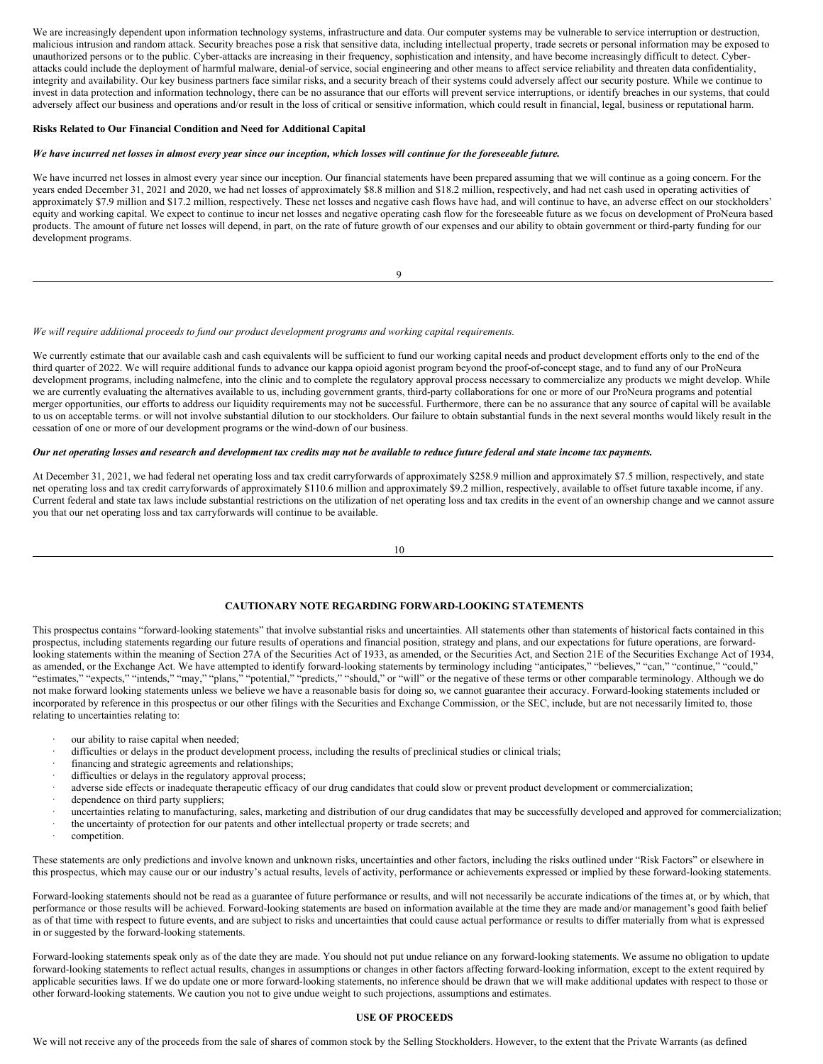We are increasingly dependent upon information technology systems, infrastructure and data. Our computer systems may be vulnerable to service interruption or destruction, malicious intrusion and random attack. Security breaches pose a risk that sensitive data, including intellectual property, trade secrets or personal information may be exposed to unauthorized persons or to the public. Cyber-attacks are increasing in their frequency, sophistication and intensity, and have become increasingly difficult to detect. Cyber-attacks could include the deployment of harmful malware, denial-of service, social engineering and other means to affect service reliability and threaten data confidentiality, integrity and availability. Our key business partners face similar risks, and a security breach of their systems could adversely affect our security posture. While we continue to invest in data protection and information technology, there can be no assurance that our efforts will prevent service interruptions, or identify breaches in our systems, that could adversely affect our business and operations and/or result in the loss of critical or sensitive information, which could result in financial, legal, business or reputational harm.

**Risks Related to Our Financial Condition and Need for Additional Capital**

***We have incurred net losses in almost every year since our inception, which losses will continue for the foreseeable future.***

We have incurred net losses in almost every year since our inception. Our financial statements have been prepared assuming that we will continue as a going concern. For the years ended December 31, 2021 and 2020, we had net losses of approximately $8.8 million and $18.2 million, respectively, and had net cash used in operating activities of approximately $7.9 million and $17.2 million, respectively. These net losses and negative cash flows have had, and will continue to have, an adverse effect on our stockholders' equity and working capital. We expect to continue to incur net losses and negative operating cash flow for the foreseeable future as we focus on development of ProNeura based products. The amount of future net losses will depend, in part, on the rate of future growth of our expenses and our ability to obtain government or third-party funding for our development programs.

*We will require additional proceeds to fund our product development programs and working capital requirements.*

We currently estimate that our available cash and cash equivalents will be sufficient to fund our working capital needs and product development efforts only to the end of the third quarter of 2022. We will require additional funds to advance our kappa opioid agonist program beyond the proof-of-concept stage, and to fund any of our ProNeura development programs, including nalmefene, into the clinic and to complete the regulatory approval process necessary to commercialize any products we might develop. While we are currently evaluating the alternatives available to us, including government grants, third-party collaborations for one or more of our ProNeura programs and potential merger opportunities, our efforts to address our liquidity requirements may not be successful. Furthermore, there can be no assurance that any source of capital will be available to us on acceptable terms. or will not involve substantial dilution to our stockholders. Our failure to obtain substantial funds in the next several months would likely result in the cessation of one or more of our development programs or the wind-down of our business.

***Our net operating losses and research and development tax credits may not be available to reduce future federal and state income tax payments.***

At December 31, 2021, we had federal net operating loss and tax credit carryforwards of approximately $258.9 million and approximately $7.5 million, respectively, and state net operating loss and tax credit carryforwards of approximately $110.6 million and approximately $9.2 million, respectively, available to offset future taxable income, if any. Current federal and state tax laws include substantial restrictions on the utilization of net operating loss and tax credits in the event of an ownership change and we cannot assure you that our net operating loss and tax carryforwards will continue to be available.

## CAUTIONARY NOTE REGARDING FORWARD-LOOKING STATEMENTS

This prospectus contains "forward-looking statements" that involve substantial risks and uncertainties. All statements other than statements of historical facts contained in this prospectus, including statements regarding our future results of operations and financial position, strategy and plans, and our expectations for future operations, are forward-looking statements within the meaning of Section 27A of the Securities Act of 1933, as amended, or the Securities Act, and Section 21E of the Securities Exchange Act of 1934, as amended, or the Exchange Act. We have attempted to identify forward-looking statements by terminology including "anticipates," "believes," "can," "continue," "could," "estimates," "expects," "intends," "may," "plans," "potential," "predicts," "should," or "will" or the negative of these terms or other comparable terminology. Although we do not make forward looking statements unless we believe we have a reasonable basis for doing so, we cannot guarantee their accuracy. Forward-looking statements included or incorporated by reference in this prospectus or our other filings with the Securities and Exchange Commission, or the SEC, include, but are not necessarily limited to, those relating to uncertainties relating to:

- our ability to raise capital when needed;
- difficulties or delays in the product development process, including the results of preclinical studies or clinical trials;
- financing and strategic agreements and relationships;
- difficulties or delays in the regulatory approval process;
- adverse side effects or inadequate therapeutic efficacy of our drug candidates that could slow or prevent product development or commercialization;
- dependence on third party suppliers;
- uncertainties relating to manufacturing, sales, marketing and distribution of our drug candidates that may be successfully developed and approved for commercialization;
- the uncertainty of protection for our patents and other intellectual property or trade secrets; and
- competition.

These statements are only predictions and involve known and unknown risks, uncertainties and other factors, including the risks outlined under "Risk Factors" or elsewhere in this prospectus, which may cause our or our industry's actual results, levels of activity, performance or achievements expressed or implied by these forward-looking statements.

Forward-looking statements should not be read as a guarantee of future performance or results, and will not necessarily be accurate indications of the times at, or by which, that performance or those results will be achieved. Forward-looking statements are based on information available at the time they are made and/or management's good faith belief as of that time with respect to future events, and are subject to risks and uncertainties that could cause actual performance or results to differ materially from what is expressed in or suggested by the forward-looking statements.

Forward-looking statements speak only as of the date they are made. You should not put undue reliance on any forward-looking statements. We assume no obligation to update forward-looking statements to reflect actual results, changes in assumptions or changes in other factors affecting forward-looking information, except to the extent required by applicable securities laws. If we do update one or more forward-looking statements, no inference should be drawn that we will make additional updates with respect to those or other forward-looking statements. We caution you not to give undue weight to such projections, assumptions and estimates.

## USE OF PROCEEDS

We will not receive any of the proceeds from the sale of shares of common stock by the Selling Stockholders. However, to the extent that the Private Warrants (as defined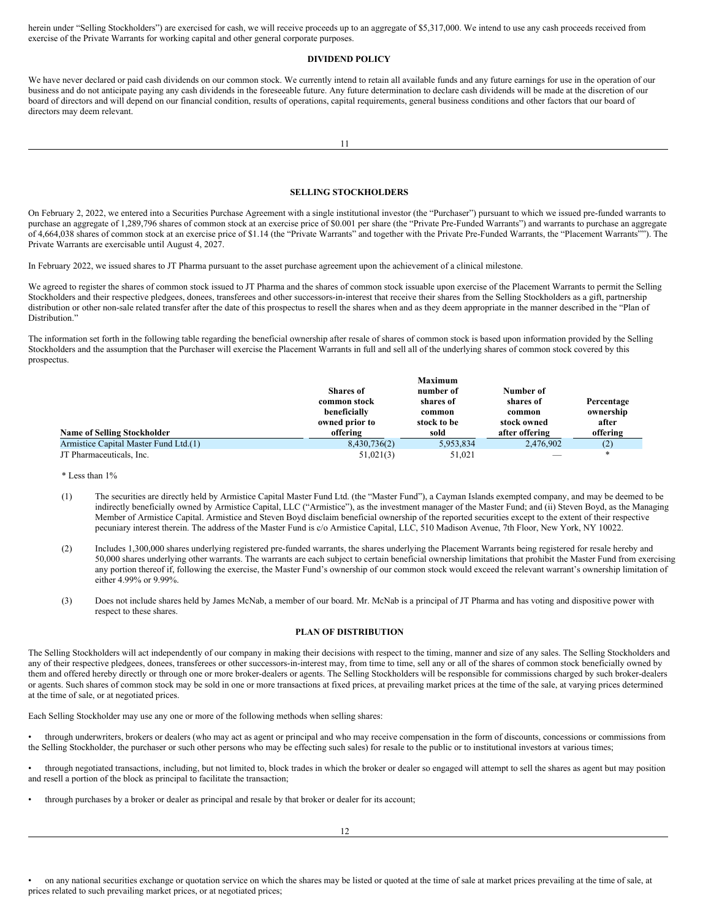herein under "Selling Stockholders") are exercised for cash, we will receive proceeds up to an aggregate of $5,317,000. We intend to use any cash proceeds received from exercise of the Private Warrants for working capital and other general corporate purposes.

## DIVIDEND POLICY

We have never declared or paid cash dividends on our common stock. We currently intend to retain all available funds and any future earnings for use in the operation of our business and do not anticipate paying any cash dividends in the foreseeable future. Any future determination to declare cash dividends will be made at the discretion of our board of directors and will depend on our financial condition, results of operations, capital requirements, general business conditions and other factors that our board of directors may deem relevant.

## SELLING STOCKHOLDERS

On February 2, 2022, we entered into a Securities Purchase Agreement with a single institutional investor (the "Purchaser") pursuant to which we issued pre-funded warrants to purchase an aggregate of 1,289,796 shares of common stock at an exercise price of $0.001 per share (the "Private Pre-Funded Warrants") and warrants to purchase an aggregate of 4,664,038 shares of common stock at an exercise price of $1.14 (the "Private Warrants" and together with the Private Pre-Funded Warrants, the "Placement Warrants""). The Private Warrants are exercisable until August 4, 2027.

In February 2022, we issued shares to JT Pharma pursuant to the asset purchase agreement upon the achievement of a clinical milestone.

We agreed to register the shares of common stock issued to JT Pharma and the shares of common stock issuable upon exercise of the Placement Warrants to permit the Selling Stockholders and their respective pledgees, donees, transferees and other successors-in-interest that receive their shares from the Selling Stockholders as a gift, partnership distribution or other non-sale related transfer after the date of this prospectus to resell the shares when and as they deem appropriate in the manner described in the "Plan of Distribution."

The information set forth in the following table regarding the beneficial ownership after resale of shares of common stock is based upon information provided by the Selling Stockholders and the assumption that the Purchaser will exercise the Placement Warrants in full and sell all of the underlying shares of common stock covered by this prospectus.

| Name of Selling Stockholder | Shares of common stock beneficially owned prior to offering | Maximum number of shares of common stock to be sold | Number of shares of common stock owned after offering | Percentage ownership after offering |
|---|---|---|---|---|
| Armistice Capital Master Fund Ltd.(1) | 8,430,736(2) | 5,953,834 | 2,476,902 | (2) |
| JT Pharmaceuticals, Inc. | 51,021(3) | 51,021 | — | * |

* Less than 1%

(1) The securities are directly held by Armistice Capital Master Fund Ltd. (the "Master Fund"), a Cayman Islands exempted company, and may be deemed to be indirectly beneficially owned by Armistice Capital, LLC ("Armistice"), as the investment manager of the Master Fund; and (ii) Steven Boyd, as the Managing Member of Armistice Capital. Armistice and Steven Boyd disclaim beneficial ownership of the reported securities except to the extent of their respective pecuniary interest therein. The address of the Master Fund is c/o Armistice Capital, LLC, 510 Madison Avenue, 7th Floor, New York, NY 10022.

(2) Includes 1,300,000 shares underlying registered pre-funded warrants, the shares underlying the Placement Warrants being registered for resale hereby and 50,000 shares underlying other warrants. The warrants are each subject to certain beneficial ownership limitations that prohibit the Master Fund from exercising any portion thereof if, following the exercise, the Master Fund's ownership of our common stock would exceed the relevant warrant's ownership limitation of either 4.99% or 9.99%.

(3) Does not include shares held by James McNab, a member of our board. Mr. McNab is a principal of JT Pharma and has voting and dispositive power with respect to these shares.

## PLAN OF DISTRIBUTION

The Selling Stockholders will act independently of our company in making their decisions with respect to the timing, manner and size of any sales. The Selling Stockholders and any of their respective pledgees, donees, transferees or other successors-in-interest may, from time to time, sell any or all of the shares of common stock beneficially owned by them and offered hereby directly or through one or more broker-dealers or agents. The Selling Stockholders will be responsible for commissions charged by such broker-dealers or agents. Such shares of common stock may be sold in one or more transactions at fixed prices, at prevailing market prices at the time of the sale, at varying prices determined at the time of sale, or at negotiated prices.

Each Selling Stockholder may use any one or more of the following methods when selling shares:

- through underwriters, brokers or dealers (who may act as agent or principal and who may receive compensation in the form of discounts, concessions or commissions from the Selling Stockholder, the purchaser or such other persons who may be effecting such sales) for resale to the public or to institutional investors at various times;
- through negotiated transactions, including, but not limited to, block trades in which the broker or dealer so engaged will attempt to sell the shares as agent but may position and resell a portion of the block as principal to facilitate the transaction;
- through purchases by a broker or dealer as principal and resale by that broker or dealer for its account;
- on any national securities exchange or quotation service on which the shares may be listed or quoted at the time of sale at market prices prevailing at the time of sale, at prices related to such prevailing market prices, or at negotiated prices;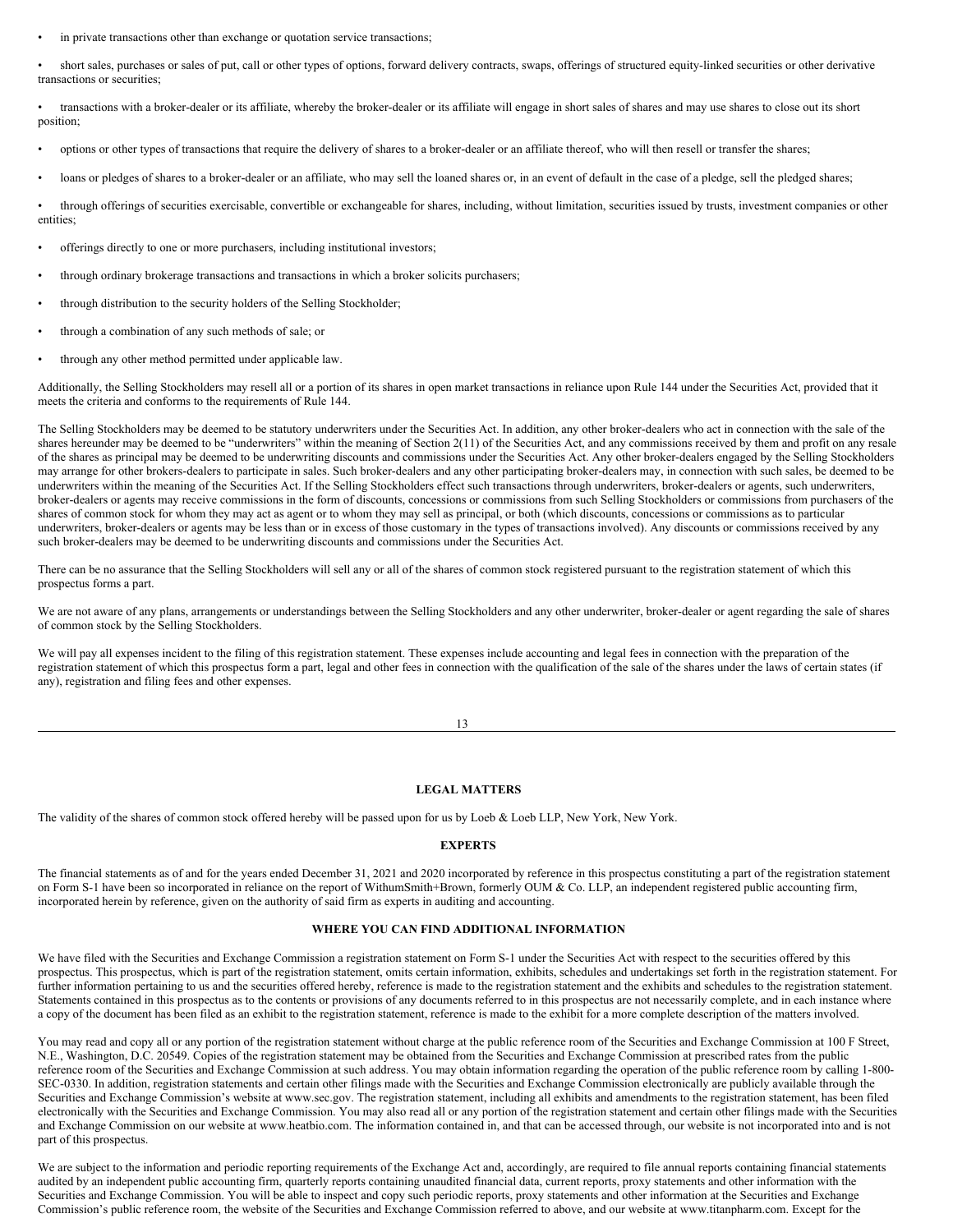- in private transactions other than exchange or quotation service transactions;
- short sales, purchases or sales of put, call or other types of options, forward delivery contracts, swaps, offerings of structured equity-linked securities or other derivative transactions or securities;
- transactions with a broker-dealer or its affiliate, whereby the broker-dealer or its affiliate will engage in short sales of shares and may use shares to close out its short position;
- options or other types of transactions that require the delivery of shares to a broker-dealer or an affiliate thereof, who will then resell or transfer the shares;
- loans or pledges of shares to a broker-dealer or an affiliate, who may sell the loaned shares or, in an event of default in the case of a pledge, sell the pledged shares;
- through offerings of securities exercisable, convertible or exchangeable for shares, including, without limitation, securities issued by trusts, investment companies or other entities;
- offerings directly to one or more purchasers, including institutional investors;
- through ordinary brokerage transactions and transactions in which a broker solicits purchasers;
- through distribution to the security holders of the Selling Stockholder;
- through a combination of any such methods of sale; or
- through any other method permitted under applicable law.

Additionally, the Selling Stockholders may resell all or a portion of its shares in open market transactions in reliance upon Rule 144 under the Securities Act, provided that it meets the criteria and conforms to the requirements of Rule 144.

The Selling Stockholders may be deemed to be statutory underwriters under the Securities Act. In addition, any other broker-dealers who act in connection with the sale of the shares hereunder may be deemed to be "underwriters" within the meaning of Section 2(11) of the Securities Act, and any commissions received by them and profit on any resale of the shares as principal may be deemed to be underwriting discounts and commissions under the Securities Act. Any other broker-dealers engaged by the Selling Stockholders may arrange for other brokers-dealers to participate in sales. Such broker-dealers and any other participating broker-dealers may, in connection with such sales, be deemed to be underwriters within the meaning of the Securities Act. If the Selling Stockholders effect such transactions through underwriters, broker-dealers or agents, such underwriters, broker-dealers or agents may receive commissions in the form of discounts, concessions or commissions from such Selling Stockholders or commissions from purchasers of the shares of common stock for whom they may act as agent or to whom they may sell as principal, or both (which discounts, concessions or commissions as to particular underwriters, broker-dealers or agents may be less than or in excess of those customary in the types of transactions involved). Any discounts or commissions received by any such broker-dealers may be deemed to be underwriting discounts and commissions under the Securities Act.

There can be no assurance that the Selling Stockholders will sell any or all of the shares of common stock registered pursuant to the registration statement of which this prospectus forms a part.

We are not aware of any plans, arrangements or understandings between the Selling Stockholders and any other underwriter, broker-dealer or agent regarding the sale of shares of common stock by the Selling Stockholders.

We will pay all expenses incident to the filing of this registration statement. These expenses include accounting and legal fees in connection with the preparation of the registration statement of which this prospectus form a part, legal and other fees in connection with the qualification of the sale of the shares under the laws of certain states (if any), registration and filing fees and other expenses.

## LEGAL MATTERS

The validity of the shares of common stock offered hereby will be passed upon for us by Loeb & Loeb LLP, New York, New York.

## EXPERTS

The financial statements as of and for the years ended December 31, 2021 and 2020 incorporated by reference in this prospectus constituting a part of the registration statement on Form S-1 have been so incorporated in reliance on the report of WithumSmith+Brown, formerly OUM & Co. LLP, an independent registered public accounting firm, incorporated herein by reference, given on the authority of said firm as experts in auditing and accounting.

## WHERE YOU CAN FIND ADDITIONAL INFORMATION

We have filed with the Securities and Exchange Commission a registration statement on Form S-1 under the Securities Act with respect to the securities offered by this prospectus. This prospectus, which is part of the registration statement, omits certain information, exhibits, schedules and undertakings set forth in the registration statement. For further information pertaining to us and the securities offered hereby, reference is made to the registration statement and the exhibits and schedules to the registration statement. Statements contained in this prospectus as to the contents or provisions of any documents referred to in this prospectus are not necessarily complete, and in each instance where a copy of the document has been filed as an exhibit to the registration statement, reference is made to the exhibit for a more complete description of the matters involved.

You may read and copy all or any portion of the registration statement without charge at the public reference room of the Securities and Exchange Commission at 100 F Street, N.E., Washington, D.C. 20549. Copies of the registration statement may be obtained from the Securities and Exchange Commission at prescribed rates from the public reference room of the Securities and Exchange Commission at such address. You may obtain information regarding the operation of the public reference room by calling 1-800-SEC-0330. In addition, registration statements and certain other filings made with the Securities and Exchange Commission electronically are publicly available through the Securities and Exchange Commission's website at www.sec.gov. The registration statement, including all exhibits and amendments to the registration statement, has been filed electronically with the Securities and Exchange Commission. You may also read all or any portion of the registration statement and certain other filings made with the Securities and Exchange Commission on our website at www.heatbio.com. The information contained in, and that can be accessed through, our website is not incorporated into and is not part of this prospectus.

We are subject to the information and periodic reporting requirements of the Exchange Act and, accordingly, are required to file annual reports containing financial statements audited by an independent public accounting firm, quarterly reports containing unaudited financial data, current reports, proxy statements and other information with the Securities and Exchange Commission. You will be able to inspect and copy such periodic reports, proxy statements and other information at the Securities and Exchange Commission's public reference room, the website of the Securities and Exchange Commission referred to above, and our website at www.titanpharm.com. Except for the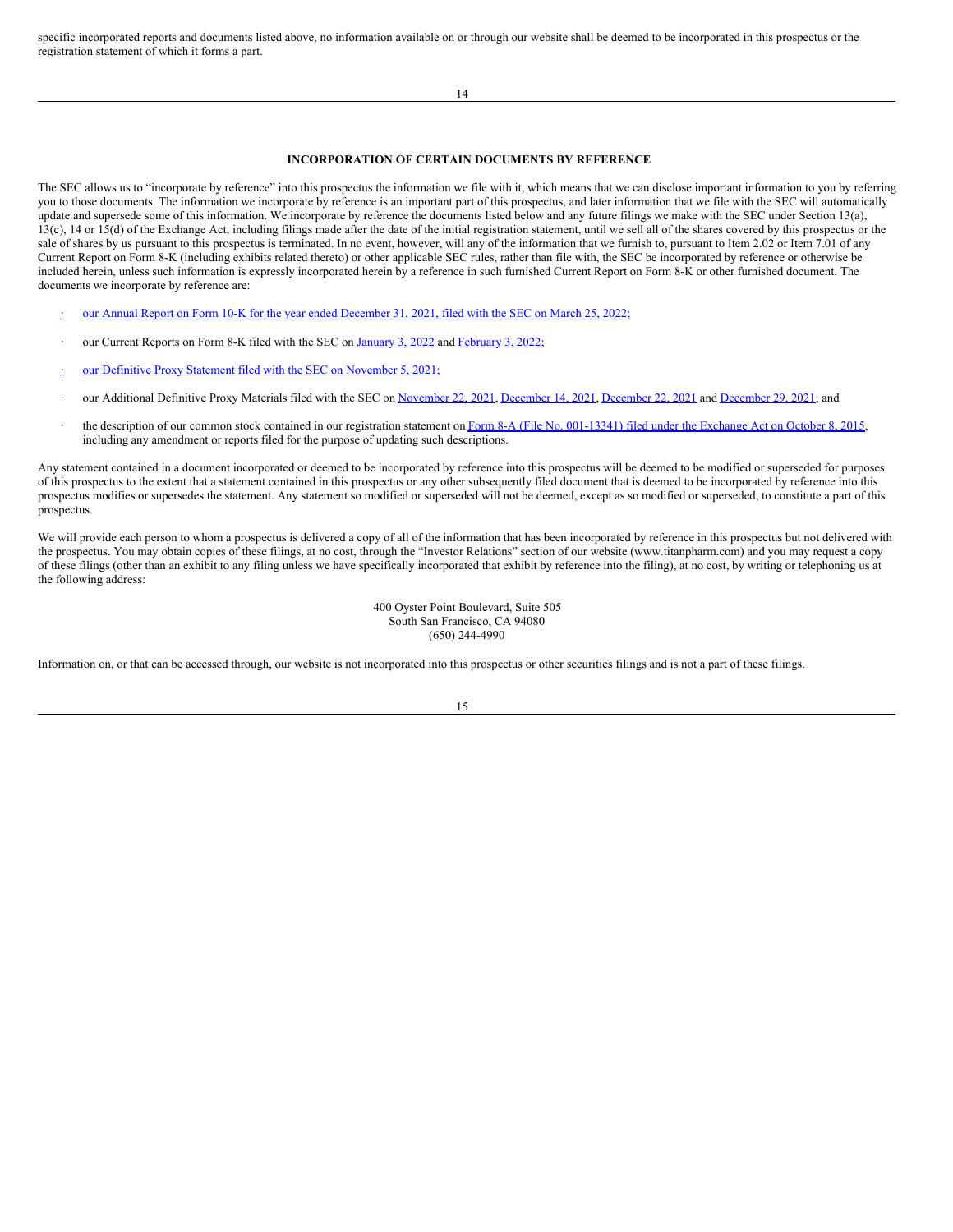specific incorporated reports and documents listed above, no information available on or through our website shall be deemed to be incorporated in this prospectus or the registration statement of which it forms a part.

**INCORPORATION OF CERTAIN DOCUMENTS BY REFERENCE**

The SEC allows us to "incorporate by reference" into this prospectus the information we file with it, which means that we can disclose important information to you by referring you to those documents. The information we incorporate by reference is an important part of this prospectus, and later information that we file with the SEC will automatically update and supersede some of this information. We incorporate by reference the documents listed below and any future filings we make with the SEC under Section 13(a), 13(c), 14 or 15(d) of the Exchange Act, including filings made after the date of the initial registration statement, until we sell all of the shares covered by this prospectus or the sale of shares by us pursuant to this prospectus is terminated. In no event, however, will any of the information that we furnish to, pursuant to Item 2.02 or Item 7.01 of any Current Report on Form 8-K (including exhibits related thereto) or other applicable SEC rules, rather than file with, the SEC be incorporated by reference or otherwise be included herein, unless such information is expressly incorporated herein by a reference in such furnished Current Report on Form 8-K or other furnished document. The documents we incorporate by reference are:

- our Annual Report on Form 10-K for the year ended December 31, 2021, filed with the SEC on March 25, 2022;
- our Current Reports on Form 8-K filed with the SEC on January 3, 2022 and February 3, 2022;
- our Definitive Proxy Statement filed with the SEC on November 5, 2021;
- our Additional Definitive Proxy Materials filed with the SEC on November 22, 2021, December 14, 2021, December 22, 2021 and December 29, 2021; and
- the description of our common stock contained in our registration statement on Form 8-A (File No. 001-13341) filed under the Exchange Act on October 8, 2015, including any amendment or reports filed for the purpose of updating such descriptions.

Any statement contained in a document incorporated or deemed to be incorporated by reference into this prospectus will be deemed to be modified or superseded for purposes of this prospectus to the extent that a statement contained in this prospectus or any other subsequently filed document that is deemed to be incorporated by reference into this prospectus modifies or supersedes the statement. Any statement so modified or superseded will not be deemed, except as so modified or superseded, to constitute a part of this prospectus.

We will provide each person to whom a prospectus is delivered a copy of all of the information that has been incorporated by reference in this prospectus but not delivered with the prospectus. You may obtain copies of these filings, at no cost, through the "Investor Relations" section of our website (www.titanpharm.com) and you may request a copy of these filings (other than an exhibit to any filing unless we have specifically incorporated that exhibit by reference into the filing), at no cost, by writing or telephoning us at the following address:

400 Oyster Point Boulevard, Suite 505
South San Francisco, CA 94080
(650) 244-4990

Information on, or that can be accessed through, our website is not incorporated into this prospectus or other securities filings and is not a part of these filings.